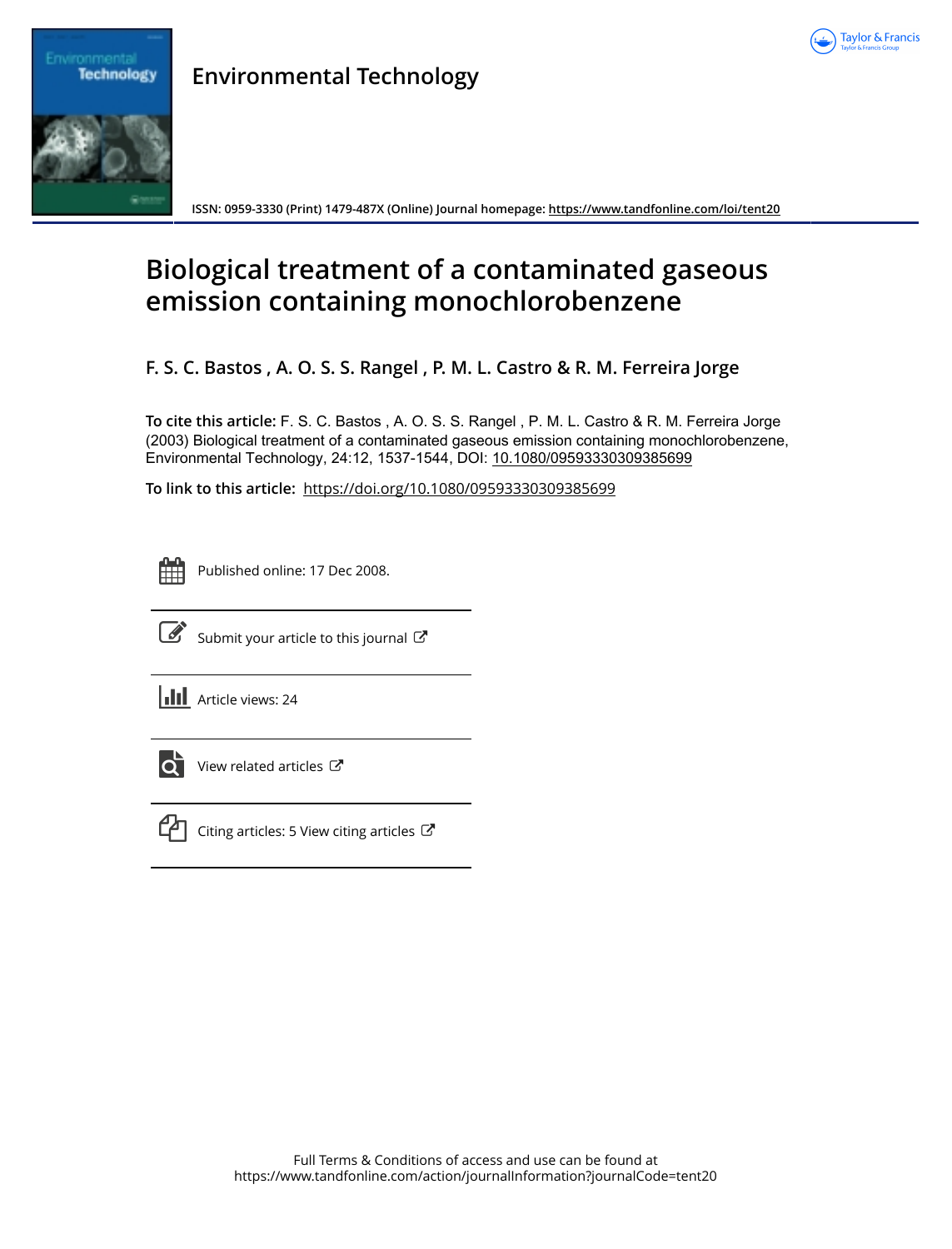# Environmental Technology

ISSN: 0959-3330 (Print) 1479-487X (Online) Journal homepage: https://www.tandfonline.com/loi/tent20

# Biological treatment of a contaminated gaseous emission containing monochlorobenzene

**F. S. C. Bastos , A. O. S. S. Rangel , P. M. L. Castro & R. M. Ferreira Jorge**

**To cite this article:** F. S. C. Bastos , A. O. S. S. Rangel , P. M. L. Castro & R. M. Ferreira Jorge (2003) Biological treatment of a contaminated gaseous emission containing monochlorobenzene, Environmental Technology, 24:12, 1537-1544, DOI: 10.1080/09593330309385699

**To link to this article:** https://doi.org/10.1080/09593330309385699

Published online: 17 Dec 2008.

Submit your article to this journal

Article views: 24

View related articles

Citing articles: 5 View citing articles

Full Terms & Conditions of access and use can be found at
https://www.tandfonline.com/action/journalInformation?journalCode=tent20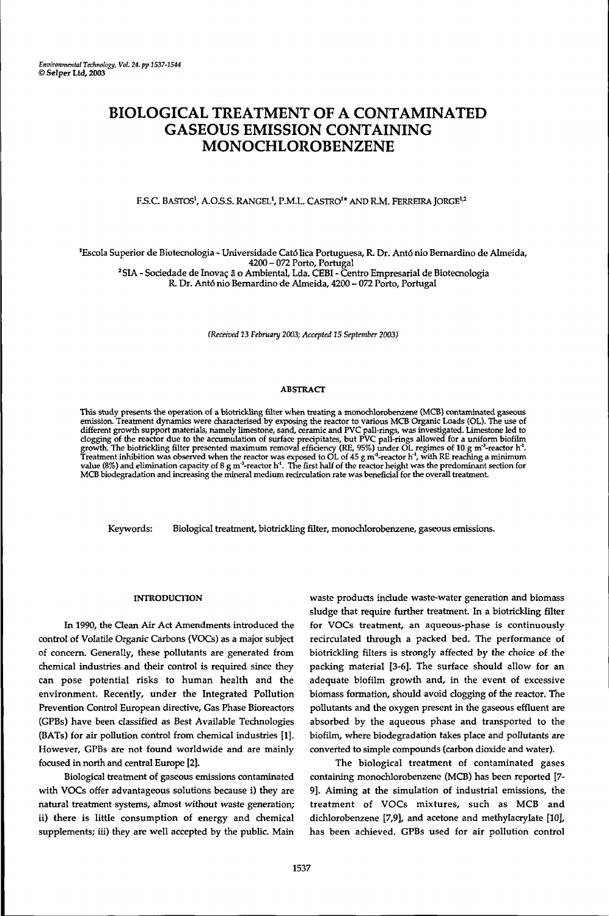# BIOLOGICAL TREATMENT OF A CONTAMINATED GASEOUS EMISSION CONTAINING MONOCHLOROBENZENE

F.S.C. BASTOS[1], A.O.S.S. RANGEL[1], P.M.L. CASTRO[1]* AND R.M. FERREIRA JORGE[1,2]

[1]Escola Superior de Biotecnologia - Universidade Católica Portuguesa, R. Dr. António Bernardino de Almeida, 4200 – 072 Porto, Portugal
[2]SIA - Sociedade de Inovação Ambiental, Lda. CEBI - Centro Empresarial de Biotecnologia R. Dr. António Bernardino de Almeida, 4200 – 072 Porto, Portugal

*(Received 13 February 2003; Accepted 15 September 2003)*

## ABSTRACT

This study presents the operation of a biotrickling filter when treating a monochlorobenzene (MCB) contaminated gaseous emission. Treatment dynamics were characterised by exposing the reactor to various MCB Organic Loads (OL). The use of different growth support materials, namely limestone, sand, ceramic and PVC pall-rings, was investigated. Limestone led to clogging of the reactor due to the accumulation of surface precipitates, but PVC pall-rings allowed for a uniform biofilm growth. The biotrickling filter presented maximum removal efficiency (RE, 95%) under OL regimes of 10 g m$^{-3}$-reactor h$^{-1}$. Treatment inhibition was observed when the reactor was exposed to OL of 45 g m$^{-3}$-reactor h$^{-1}$, with RE reaching a minimum value (8%) and elimination capacity of 8 g m$^{-3}$-reactor h$^{-1}$. The first half of the reactor height was the predominant section for MCB biodegradation and increasing the mineral medium recirculation rate was beneficial for the overall treatment.

Keywords: Biological treatment, biotrickling filter, monochlorobenzene, gaseous emissions.

## INTRODUCTION

In 1990, the Clean Air Act Amendments introduced the control of Volatile Organic Carbons (VOCs) as a major subject of concern. Generally, these pollutants are generated from chemical industries and their control is required since they can pose potential risks to human health and the environment. Recently, under the Integrated Pollution Prevention Control European directive, Gas Phase Bioreactors (GPBs) have been classified as Best Available Technologies (BATs) for air pollution control from chemical industries [1]. However, GPBs are not found worldwide and are mainly focused in north and central Europe [2].

Biological treatment of gaseous emissions contaminated with VOCs offer advantageous solutions because i) they are natural treatment systems, almost without waste generation; ii) there is little consumption of energy and chemical supplements; iii) they are well accepted by the public. Main waste products include waste-water generation and biomass sludge that require further treatment. In a biotrickling filter for VOCs treatment, an aqueous-phase is continuously recirculated through a packed bed. The performance of biotrickling filters is strongly affected by the choice of the packing material [3-6]. The surface should allow for an adequate biofilm growth and, in the event of excessive biomass formation, should avoid clogging of the reactor. The pollutants and the oxygen present in the gaseous effluent are absorbed by the aqueous phase and transported to the biofilm, where biodegradation takes place and pollutants are converted to simple compounds (carbon dioxide and water).

The biological treatment of contaminated gases containing monochlorobenzene (MCB) has been reported [7-9]. Aiming at the simulation of industrial emissions, the treatment of VOCs mixtures, such as MCB and dichlorobenzene [7,9], and acetone and methylacrylate [10], has been achieved. GPBs used for air pollution control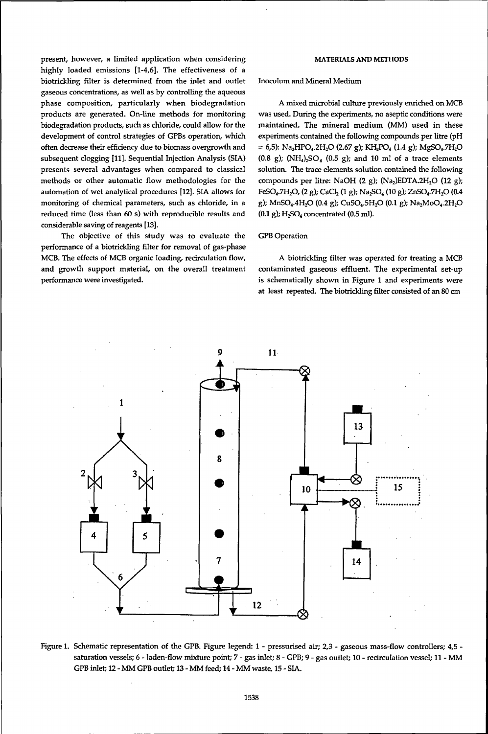present, however, a limited application when considering highly loaded emissions [1-4,6]. The effectiveness of a biotrickling filter is determined from the inlet and outlet gaseous concentrations, as well as by controlling the aqueous phase composition, particularly when biodegradation products are generated. On-line methods for monitoring biodegradation products, such as chloride, could allow for the development of control strategies of GPBs operation, which often decrease their efficiency due to biomass overgrowth and subsequent clogging [11]. Sequential Injection Analysis (SIA) presents several advantages when compared to classical methods or other automatic flow methodologies for the automation of wet analytical procedures [12]. SIA allows for monitoring of chemical parameters, such as chloride, in a reduced time (less than 60 s) with reproducible results and considerable saving of reagents [13].

The objective of this study was to evaluate the performance of a biotrickling filter for removal of gas-phase MCB. The effects of MCB organic loading, recirculation flow, and growth support material, on the overall treatment performance were investigated.

## MATERIALS AND METHODS

### Inoculum and Mineral Medium

A mixed microbial culture previously enriched on MCB was used. During the experiments, no aseptic conditions were maintained. The mineral medium (MM) used in these experiments contained the following compounds per litre (pH = 6,5): $Na_2HPO_4.2H_2O$ (2.67 g); $KH_2PO_4$ (1.4 g); $MgSO_4.7H_2O$ (0.8 g); $(NH_4)_2SO_4$ (0.5 g); and 10 ml of a trace elements solution. The trace elements solution contained the following compounds per litre: NaOH (2 g); $(Na_2)EDTA.2H_2O$ (12 g); $FeSO_4.7H_2O$, (2 g); $CaCl_2$ (1 g); $Na_2SO_4$ (10 g); $ZnSO_4.7H_2O$ (0.4 g); $MnSO_4.4H_2O$ (0.4 g); $CuSO_4.5H_2O$ (0.1 g); $Na_2MoO_4.2H_2O$ (0.1 g); $H_2SO_4$ concentrated (0.5 ml).

### GPB Operation

A biotrickling filter was operated for treating a MCB contaminated gaseous effluent. The experimental set-up is schematically shown in Figure 1 and experiments were at least repeated. The biotrickling filter consisted of an 80 cm

Figure 1. Schematic representation of the GPB. Figure legend: 1 - pressurised air; 2,3 - gaseous mass-flow controllers; 4,5 - saturation vessels; 6 - laden-flow mixture point; 7 - gas inlet; 8 - GPB; 9 - gas outlet; 10 - recirculation vessel; 11 - MM GPB inlet; 12 - MM GPB outlet; 13 - MM feed; 14 - MM waste, 15 - SIA.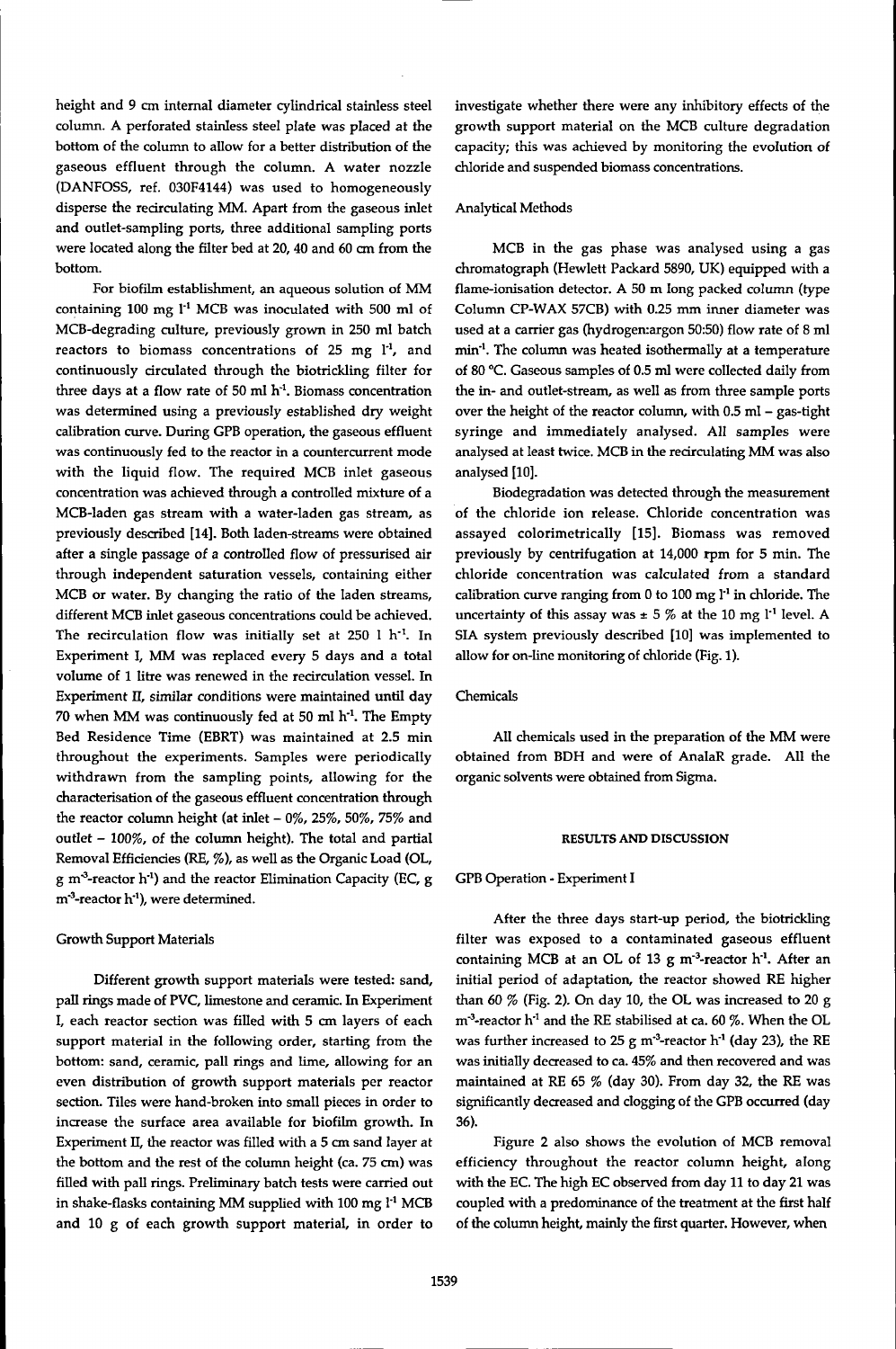height and 9 cm internal diameter cylindrical stainless steel column. A perforated stainless steel plate was placed at the bottom of the column to allow for a better distribution of the gaseous effluent through the column. A water nozzle (DANFOSS, ref. 030F4144) was used to homogeneously disperse the recirculating MM. Apart from the gaseous inlet and outlet-sampling ports, three additional sampling ports were located along the filter bed at 20, 40 and 60 cm from the bottom.

For biofilm establishment, an aqueous solution of MM containing 100 mg $l^{-1}$ MCB was inoculated with 500 ml of MCB-degrading culture, previously grown in 250 ml batch reactors to biomass concentrations of 25 mg $l^{-1}$, and continuously circulated through the biotrickling filter for three days at a flow rate of 50 ml $h^{-1}$. Biomass concentration was determined using a previously established dry weight calibration curve. During GPB operation, the gaseous effluent was continuously fed to the reactor in a countercurrent mode with the liquid flow. The required MCB inlet gaseous concentration was achieved through a controlled mixture of a MCB-laden gas stream with a water-laden gas stream, as previously described [14]. Both laden-streams were obtained after a single passage of a controlled flow of pressurised air through independent saturation vessels, containing either MCB or water. By changing the ratio of the laden streams, different MCB inlet gaseous concentrations could be achieved. The recirculation flow was initially set at 250 l $h^{-1}$. In Experiment I, MM was replaced every 5 days and a total volume of 1 litre was renewed in the recirculation vessel. In Experiment II, similar conditions were maintained until day 70 when MM was continuously fed at 50 ml $h^{-1}$. The Empty Bed Residence Time (EBRT) was maintained at 2.5 min throughout the experiments. Samples were periodically withdrawn from the sampling points, allowing for the characterisation of the gaseous effluent concentration through the reactor column height (at inlet – 0%, 25%, 50%, 75% and outlet – 100%, of the column height). The total and partial Removal Efficiencies (RE, %), as well as the Organic Load (OL, g $m^{-3}$-reactor $h^{-1}$) and the reactor Elimination Capacity (EC, g $m^{-3}$-reactor $h^{-1}$), were determined.

### Growth Support Materials

Different growth support materials were tested: sand, pall rings made of PVC, limestone and ceramic. In Experiment I, each reactor section was filled with 5 cm layers of each support material in the following order, starting from the bottom: sand, ceramic, pall rings and lime, allowing for an even distribution of growth support materials per reactor section. Tiles were hand-broken into small pieces in order to increase the surface area available for biofilm growth. In Experiment II, the reactor was filled with a 5 cm sand layer at the bottom and the rest of the column height (ca. 75 cm) was filled with pall rings. Preliminary batch tests were carried out in shake-flasks containing MM supplied with 100 mg $l^{-1}$ MCB and 10 g of each growth support material, in order to investigate whether there were any inhibitory effects of the growth support material on the MCB culture degradation capacity; this was achieved by monitoring the evolution of chloride and suspended biomass concentrations.

### Analytical Methods

MCB in the gas phase was analysed using a gas chromatograph (Hewlett Packard 5890, UK) equipped with a flame-ionisation detector. A 50 m long packed column (type Column CP-WAX 57CB) with 0.25 mm inner diameter was used at a carrier gas (hydrogen:argon 50:50) flow rate of 8 ml $min^{-1}$. The column was heated isothermally at a temperature of 80 °C. Gaseous samples of 0.5 ml were collected daily from the in- and outlet-stream, as well as from three sample ports over the height of the reactor column, with 0.5 ml – gas-tight syringe and immediately analysed. All samples were analysed at least twice. MCB in the recirculating MM was also analysed [10].

Biodegradation was detected through the measurement of the chloride ion release. Chloride concentration was assayed colorimetrically [15]. Biomass was removed previously by centrifugation at 14,000 rpm for 5 min. The chloride concentration was calculated from a standard calibration curve ranging from 0 to 100 mg $l^{-1}$ in chloride. The uncertainty of this assay was ± 5 % at the 10 mg $l^{-1}$ level. A SIA system previously described [10] was implemented to allow for on-line monitoring of chloride (Fig. 1).

### Chemicals

All chemicals used in the preparation of the MM were obtained from BDH and were of AnalaR grade. All the organic solvents were obtained from Sigma.

## RESULTS AND DISCUSSION

### GPB Operation - Experiment I

After the three days start-up period, the biotrickling filter was exposed to a contaminated gaseous effluent containing MCB at an OL of 13 g $m^{-3}$-reactor $h^{-1}$. After an initial period of adaptation, the reactor showed RE higher than 60 % (Fig. 2). On day 10, the OL was increased to 20 g $m^{-3}$-reactor $h^{-1}$ and the RE stabilised at ca. 60 %. When the OL was further increased to 25 g $m^{-3}$-reactor $h^{-1}$ (day 23), the RE was initially decreased to ca. 45% and then recovered and was maintained at RE 65 % (day 30). From day 32, the RE was significantly decreased and clogging of the GPB occurred (day 36).

Figure 2 also shows the evolution of MCB removal efficiency throughout the reactor column height, along with the EC. The high EC observed from day 11 to day 21 was coupled with a predominance of the treatment at the first half of the column height, mainly the first quarter. However, when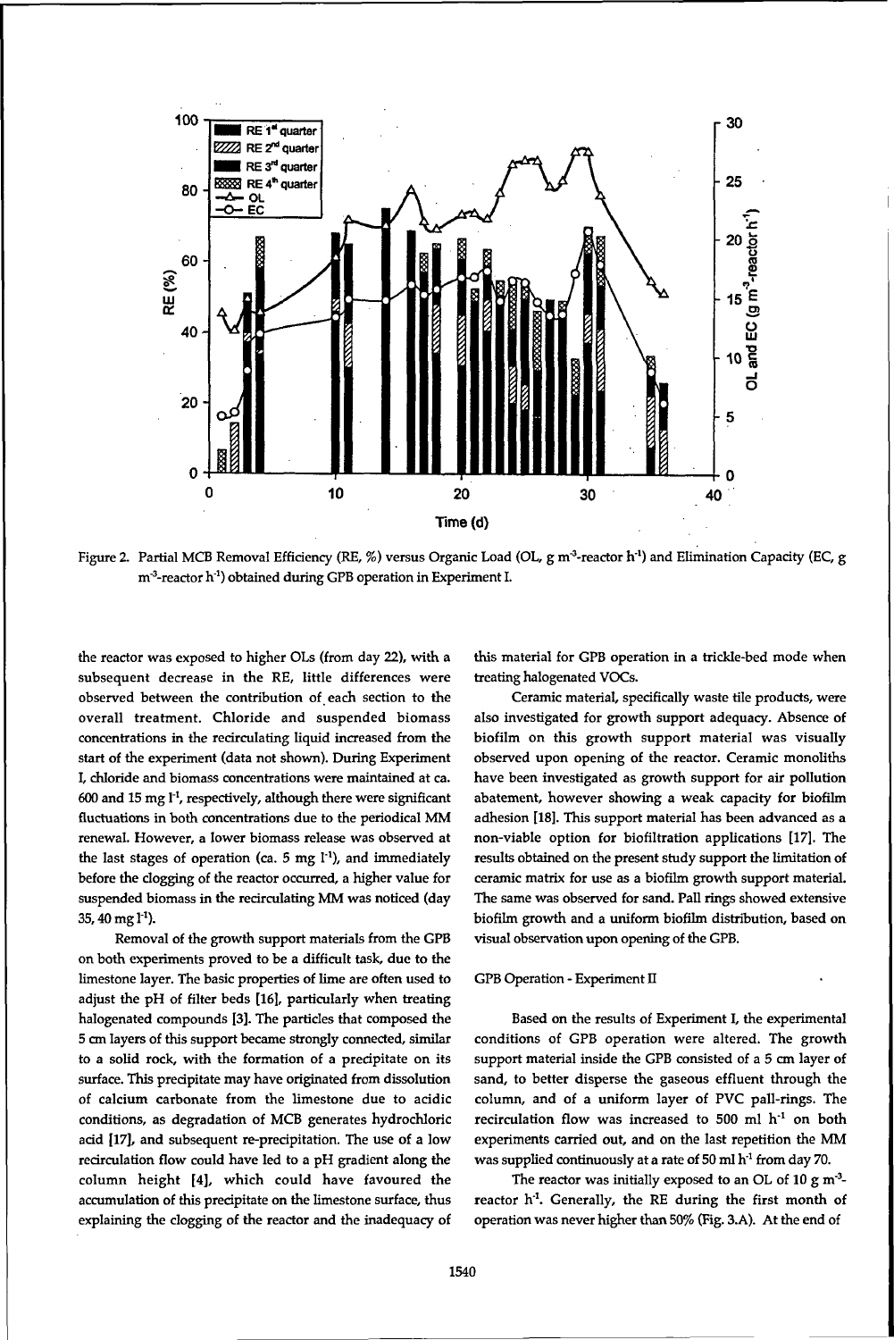Figure 2. Partial MCB Removal Efficiency (RE, %) versus Organic Load (OL, g m$^{-3}$-reactor h$^{-1}$) and Elimination Capacity (EC, g m$^{-3}$-reactor h$^{-1}$) obtained during GPB operation in Experiment I.

the reactor was exposed to higher OLs (from day 22), with a subsequent decrease in the RE, little differences were observed between the contribution of each section to the overall treatment. Chloride and suspended biomass concentrations in the recirculating liquid increased from the start of the experiment (data not shown). During Experiment I, chloride and biomass concentrations were maintained at ca. 600 and 15 mg l$^{-1}$, respectively, although there were significant fluctuations in both concentrations due to the periodical MM renewal. However, a lower biomass release was observed at the last stages of operation (ca. 5 mg l$^{-1}$), and immediately before the clogging of the reactor occurred, a higher value for suspended biomass in the recirculating MM was noticed (day 35, 40 mg l$^{-1}$).

Removal of the growth support materials from the GPB on both experiments proved to be a difficult task, due to the limestone layer. The basic properties of lime are often used to adjust the pH of filter beds [16], particularly when treating halogenated compounds [3]. The particles that composed the 5 cm layers of this support became strongly connected, similar to a solid rock, with the formation of a precipitate on its surface. This precipitate may have originated from dissolution of calcium carbonate from the limestone due to acidic conditions, as degradation of MCB generates hydrochloric acid [17], and subsequent re-precipitation. The use of a low recirculation flow could have led to a pH gradient along the column height [4], which could have favoured the accumulation of this precipitate on the limestone surface, thus explaining the clogging of the reactor and the inadequacy of this material for GPB operation in a trickle-bed mode when treating halogenated VOCs.

Ceramic material, specifically waste tile products, were also investigated for growth support adequacy. Absence of biofilm on this growth support material was visually observed upon opening of the reactor. Ceramic monoliths have been investigated as growth support for air pollution abatement, however showing a weak capacity for biofilm adhesion [18]. This support material has been advanced as a non-viable option for biofiltration applications [17]. The results obtained on the present study support the limitation of ceramic matrix for use as a biofilm growth support material. The same was observed for sand. Pall rings showed extensive biofilm growth and a uniform biofilm distribution, based on visual observation upon opening of the GPB.

## GPB Operation - Experiment II

Based on the results of Experiment I, the experimental conditions of GPB operation were altered. The growth support material inside the GPB consisted of a 5 cm layer of sand, to better disperse the gaseous effluent through the column, and of a uniform layer of PVC pall-rings. The recirculation flow was increased to 500 ml h$^{-1}$ on both experiments carried out, and on the last repetition the MM was supplied continuously at a rate of 50 ml h$^{-1}$ from day 70.

The reactor was initially exposed to an OL of 10 g m$^{-3}$-reactor h$^{-1}$. Generally, the RE during the first month of operation was never higher than 50% (Fig. 3.A). At the end of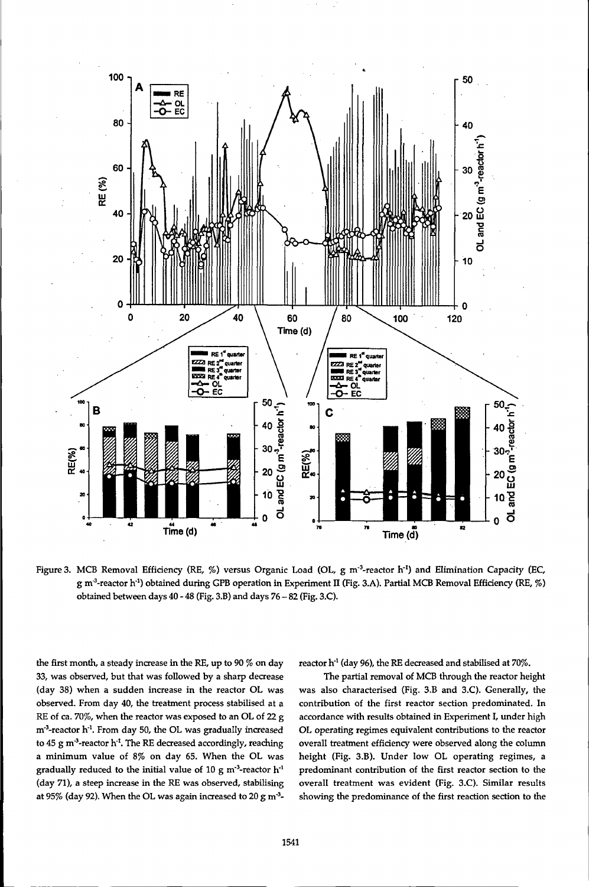Figure 3. MCB Removal Efficiency (RE, %) versus Organic Load (OL, g m$^{-3}$-reactor h$^{-1}$) and Elimination Capacity (EC, g m$^{-3}$-reactor h$^{-1}$) obtained during GPB operation in Experiment II (Fig. 3.A). Partial MCB Removal Efficiency (RE, %) obtained between days 40 - 48 (Fig. 3.B) and days 76 – 82 (Fig. 3.C).

the first month, a steady increase in the RE, up to 90 % on day 33, was observed, but that was followed by a sharp decrease (day 38) when a sudden increase in the reactor OL was observed. From day 40, the treatment process stabilised at a RE of ca. 70%, when the reactor was exposed to an OL of 22 g m$^{-3}$-reactor h$^{-1}$. From day 50, the OL was gradually increased to 45 g m$^{-3}$-reactor h$^{-1}$. The RE decreased accordingly, reaching a minimum value of 8% on day 65. When the OL was gradually reduced to the initial value of 10 g m$^{-3}$-reactor h$^{-1}$ (day 71), a steep increase in the RE was observed, stabilising at 95% (day 92). When the OL was again increased to 20 g m$^{-3}$-reactor h$^{-1}$ (day 96), the RE decreased and stabilised at 70%.

The partial removal of MCB through the reactor height was also characterised (Fig. 3.B and 3.C). Generally, the contribution of the first reactor section predominated. In accordance with results obtained in Experiment I, under high OL operating regimes equivalent contributions to the reactor overall treatment efficiency were observed along the column height (Fig. 3.B). Under low OL operating regimes, a predominant contribution of the first reactor section to the overall treatment was evident (Fig. 3.C). Similar results showing the predominance of the first reaction section to the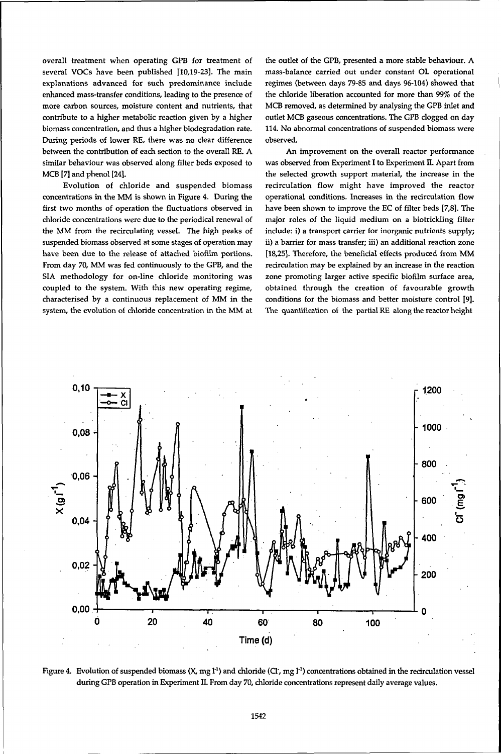overall treatment when operating GPB for treatment of several VOCs have been published [10,19-23]. The main explanations advanced for such predominance include enhanced mass-transfer conditions, leading to the presence of more carbon sources, moisture content and nutrients, that contribute to a higher metabolic reaction given by a higher biomass concentration, and thus a higher biodegradation rate. During periods of lower RE, there was no clear difference between the contribution of each section to the overall RE. A similar behaviour was observed along filter beds exposed to MCB [7] and phenol [24].

Evolution of chloride and suspended biomass concentrations in the MM is shown in Figure 4. During the first two months of operation the fluctuations observed in chloride concentrations were due to the periodical renewal of the MM from the recirculating vessel. The high peaks of suspended biomass observed at some stages of operation may have been due to the release of attached biofilm portions. From day 70, MM was fed continuously to the GPB, and the SIA methodology for on-line chloride monitoring was coupled to the system. With this new operating regime, characterised by a continuous replacement of MM in the system, the evolution of chloride concentration in the MM at the outlet of the GPB, presented a more stable behaviour. A mass-balance carried out under constant OL operational regimes (between days 79-85 and days 96-104) showed that the chloride liberation accounted for more than 99% of the MCB removed, as determined by analysing the GPB inlet and outlet MCB gaseous concentrations. The GPB clogged on day 114. No abnormal concentrations of suspended biomass were observed.

An improvement on the overall reactor performance was observed from Experiment I to Experiment II. Apart from the selected growth support material, the increase in the recirculation flow might have improved the reactor operational conditions. Increases in the recirculation flow have been shown to improve the EC of filter beds [7,8]. The major roles of the liquid medium on a biotrickling filter include: i) a transport carrier for inorganic nutrients supply; ii) a barrier for mass transfer; iii) an additional reaction zone [18,25]. Therefore, the beneficial effects produced from MM recirculation may be explained by an increase in the reaction zone promoting larger active specific biofilm surface area, obtained through the creation of favourable growth conditions for the biomass and better moisture control [9]. The quantification of the partial RE along the reactor height

Figure 4. Evolution of suspended biomass (X, mg $l^{-1}$) and chloride ($Cl^-$, mg $l^{-1}$) concentrations obtained in the recirculation vessel during GPB operation in Experiment II. From day 70, chloride concentrations represent daily average values.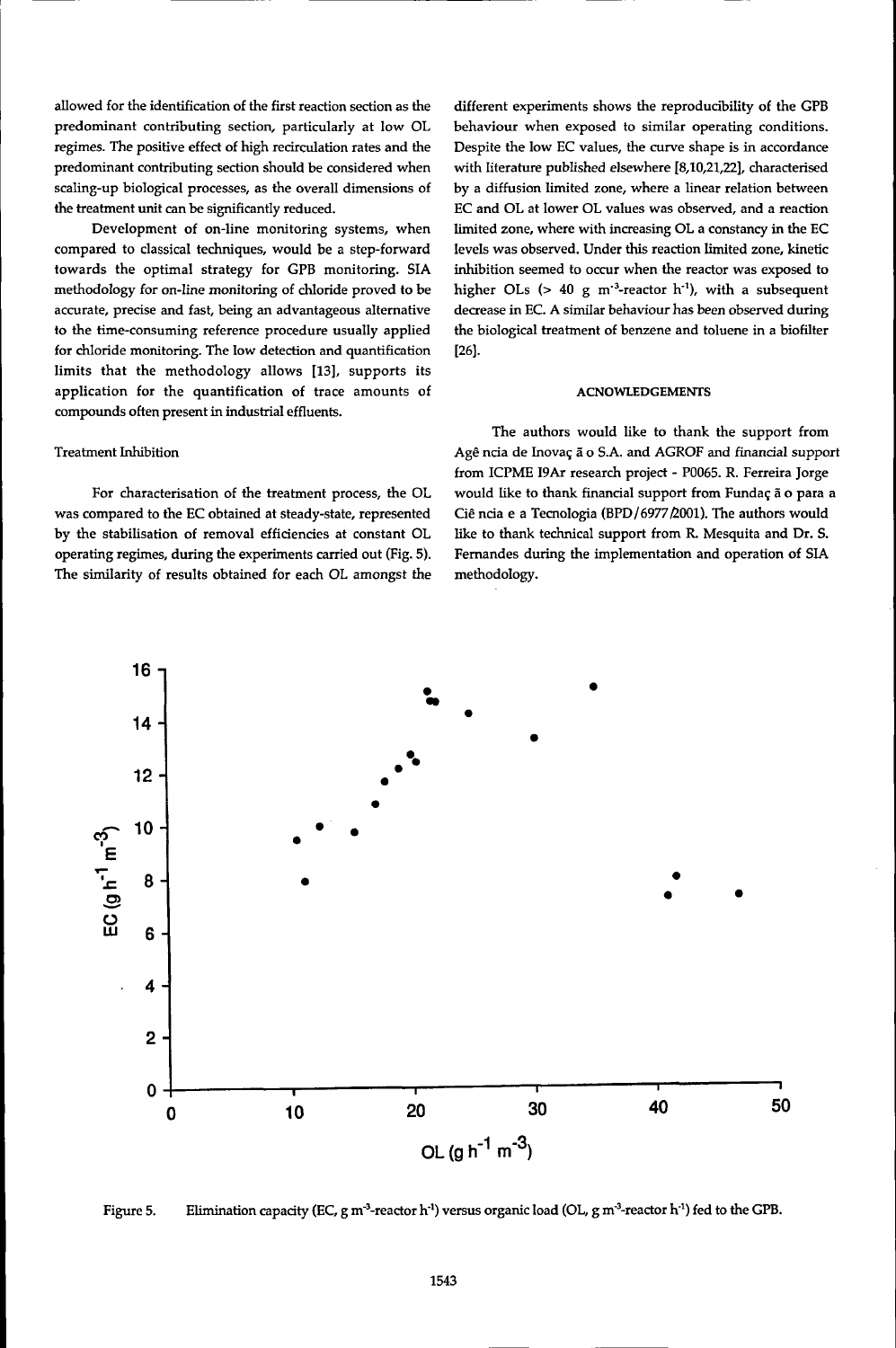allowed for the identification of the first reaction section as the predominant contributing section, particularly at low OL regimes. The positive effect of high recirculation rates and the predominant contributing section should be considered when scaling-up biological processes, as the overall dimensions of the treatment unit can be significantly reduced.

Development of on-line monitoring systems, when compared to classical techniques, would be a step-forward towards the optimal strategy for GPB monitoring. SIA methodology for on-line monitoring of chloride proved to be accurate, precise and fast, being an advantageous alternative to the time-consuming reference procedure usually applied for chloride monitoring. The low detection and quantification limits that the methodology allows [13], supports its application for the quantification of trace amounts of compounds often present in industrial effluents.

Treatment Inhibition

For characterisation of the treatment process, the OL was compared to the EC obtained at steady-state, represented by the stabilisation of removal efficiencies at constant OL operating regimes, during the experiments carried out (Fig. 5). The similarity of results obtained for each OL amongst the different experiments shows the reproducibility of the GPB behaviour when exposed to similar operating conditions. Despite the low EC values, the curve shape is in accordance with literature published elsewhere [8,10,21,22], characterised by a diffusion limited zone, where a linear relation between EC and OL at lower OL values was observed, and a reaction limited zone, where with increasing OL a constancy in the EC levels was observed. Under this reaction limited zone, kinetic inhibition seemed to occur when the reactor was exposed to higher OLs (> 40 g $m^{-3}$-reactor $h^{-1}$), with a subsequent decrease in EC. A similar behaviour has been observed during the biological treatment of benzene and toluene in a biofilter [26].

## ACNOWLEDGEMENTS

The authors would like to thank the support from Agê ncia de Inovaç ã o S.A. and AGROF and financial support from ICPME I9Ar research project - P0065. R. Ferreira Jorge would like to thank financial support from Fundaç ã o para a Ciê ncia e a Tecnologia (BPD/6977/2001). The authors would like to thank technical support from R. Mesquita and Dr. S. Fernandes during the implementation and operation of SIA methodology.

Figure 5. Elimination capacity (EC, g $m^{-3}$-reactor $h^{-1}$) versus organic load (OL, g $m^{-3}$-reactor $h^{-1}$) fed to the GPB.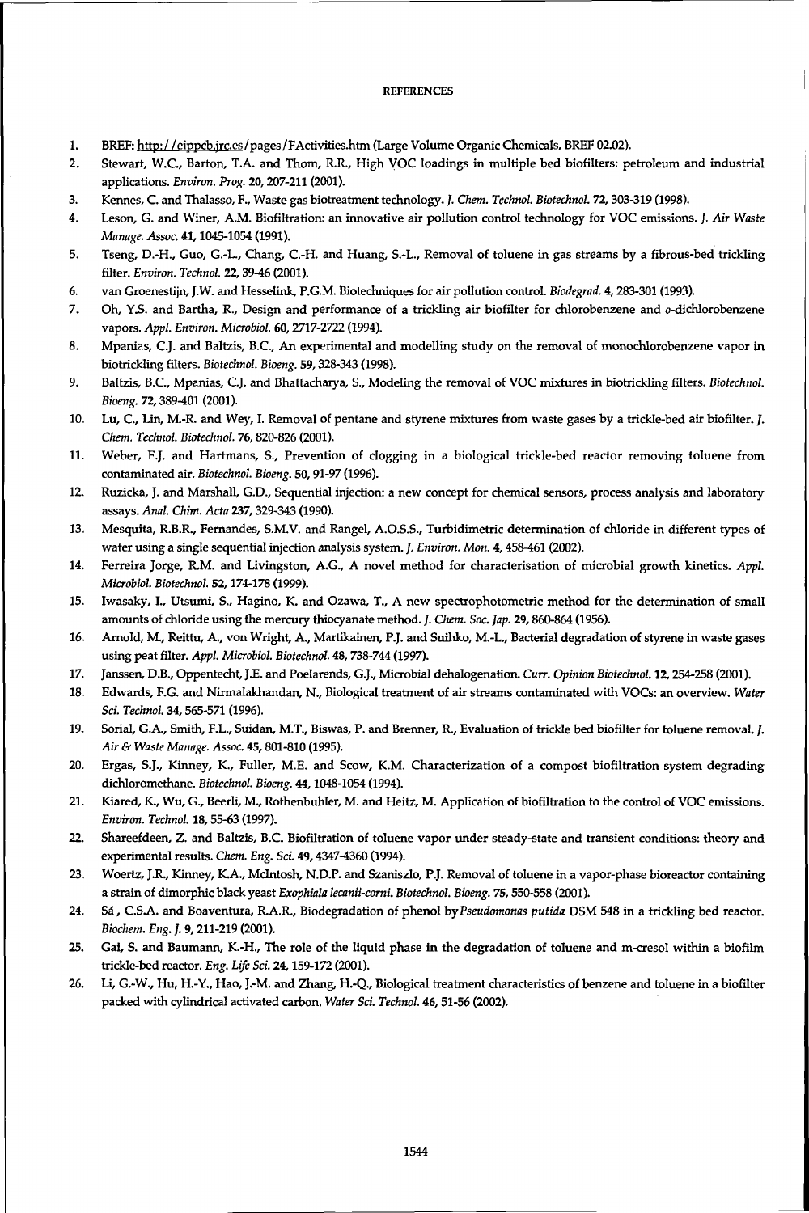## REFERENCES

1. BREF: http://eippcb.jrc.es/pages/FActivities.htm (Large Volume Organic Chemicals, BREF 02.02).
2. Stewart, W.C., Barton, T.A. and Thom, R.R., High VOC loadings in multiple bed biofilters: petroleum and industrial applications. *Environ. Prog.* **20**, 207-211 (2001).
3. Kennes, C. and Thalasso, F., Waste gas biotreatment technology. *J. Chem. Technol. Biotechnol.* **72**, 303-319 (1998).
4. Leson, G. and Winer, A.M. Biofiltration: an innovative air pollution control technology for VOC emissions. *J. Air Waste Manage. Assoc.* **41**, 1045-1054 (1991).
5. Tseng, D.-H., Guo, G.-L., Chang, C.-H. and Huang, S.-L., Removal of toluene in gas streams by a fibrous-bed trickling filter. *Environ. Technol.* **22**, 39-46 (2001).
6. van Groenestijn, J.W. and Hesselink, P.G.M. Biotechniques for air pollution control. *Biodegrad.* **4**, 283-301 (1993).
7. Oh, Y.S. and Bartha, R., Design and performance of a trickling air biofilter for chlorobenzene and *o*-dichlorobenzene vapors. *Appl. Environ. Microbiol.* **60**, 2717-2722 (1994).
8. Mpanias, C.J. and Baltzis, B.C., An experimental and modelling study on the removal of monochlorobenzene vapor in biotrickling filters. *Biotechnol. Bioeng.* **59**, 328-343 (1998).
9. Baltzis, B.C., Mpanias, C.J. and Bhattacharya, S., Modeling the removal of VOC mixtures in biotrickling filters. *Biotechnol. Bioeng.* **72**, 389-401 (2001).
10. Lu, C., Lin, M.-R. and Wey, I. Removal of pentane and styrene mixtures from waste gases by a trickle-bed air biofilter. *J. Chem. Technol. Biotechnol.* **76**, 820-826 (2001).
11. Weber, F.J. and Hartmans, S., Prevention of clogging in a biological trickle-bed reactor removing toluene from contaminated air. *Biotechnol. Bioeng.* **50**, 91-97 (1996).
12. Ruzicka, J. and Marshall, G.D., Sequential injection: a new concept for chemical sensors, process analysis and laboratory assays. *Anal. Chim. Acta* **237**, 329-343 (1990).
13. Mesquita, R.B.R., Fernandes, S.M.V. and Rangel, A.O.S.S., Turbidimetric determination of chloride in different types of water using a single sequential injection analysis system. *J. Environ. Mon.* **4**, 458-461 (2002).
14. Ferreira Jorge, R.M. and Livingston, A.G., A novel method for characterisation of microbial growth kinetics. *Appl. Microbiol. Biotechnol.* **52**, 174-178 (1999).
15. Iwasaky, I., Utsumi, S., Hagino, K. and Ozawa, T., A new spectrophotometric method for the determination of small amounts of chloride using the mercury thiocyanate method. *J. Chem. Soc. Jap.* **29**, 860-864 (1956).
16. Arnold, M., Reittu, A., von Wright, A., Martikainen, P.J. and Suihko, M.-L., Bacterial degradation of styrene in waste gases using peat filter. *Appl. Microbiol. Biotechnol.* **48**, 738-744 (1997).
17. Janssen, D.B., Oppentecht, J.E. and Poelarends, G.J., Microbial dehalogenation. *Curr. Opinion Biotechnol.* **12**, 254-258 (2001).
18. Edwards, F.G. and Nirmalakhandan, N., Biological treatment of air streams contaminated with VOCs: an overview. *Water Sci. Technol.* **34**, 565-571 (1996).
19. Sorial, G.A., Smith, F.L., Suidan, M.T., Biswas, P. and Brenner, R., Evaluation of trickle bed biofilter for toluene removal. *J. Air & Waste Manage. Assoc.* **45**, 801-810 (1995).
20. Ergas, S.J., Kinney, K., Fuller, M.E. and Scow, K.M. Characterization of a compost biofiltration system degrading dichloromethane. *Biotechnol. Bioeng.* **44**, 1048-1054 (1994).
21. Kiared, K., Wu, G., Beerli, M., Rothenbuhler, M. and Heitz, M. Application of biofiltration to the control of VOC emissions. *Environ. Technol.* **18**, 55-63 (1997).
22. Shareefdeen, Z. and Baltzis, B.C. Biofiltration of toluene vapor under steady-state and transient conditions: theory and experimental results. *Chem. Eng. Sci.* **49**, 4347-4360 (1994).
23. Woertz, J.R., Kinney, K.A., McIntosh, N.D.P. and Szaniszlo, P.J. Removal of toluene in a vapor-phase bioreactor containing a strain of dimorphic black yeast *Exophiala lecanii-corni*. *Biotechnol. Bioeng.* **75**, 550-558 (2001).
24. Sá, C.S.A. and Boaventura, R.A.R., Biodegradation of phenol by *Pseudomonas putida* DSM 548 in a trickling bed reactor. *Biochem. Eng. J.* **9**, 211-219 (2001).
25. Gai, S. and Baumann, K.-H., The role of the liquid phase in the degradation of toluene and m-cresol within a biofilm trickle-bed reactor. *Eng. Life Sci.* **24**, 159-172 (2001).
26. Li, G.-W., Hu, H.-Y., Hao, J.-M. and Zhang, H.-Q., Biological treatment characteristics of benzene and toluene in a biofilter packed with cylindrical activated carbon. *Water Sci. Technol.* **46**, 51-56 (2002).